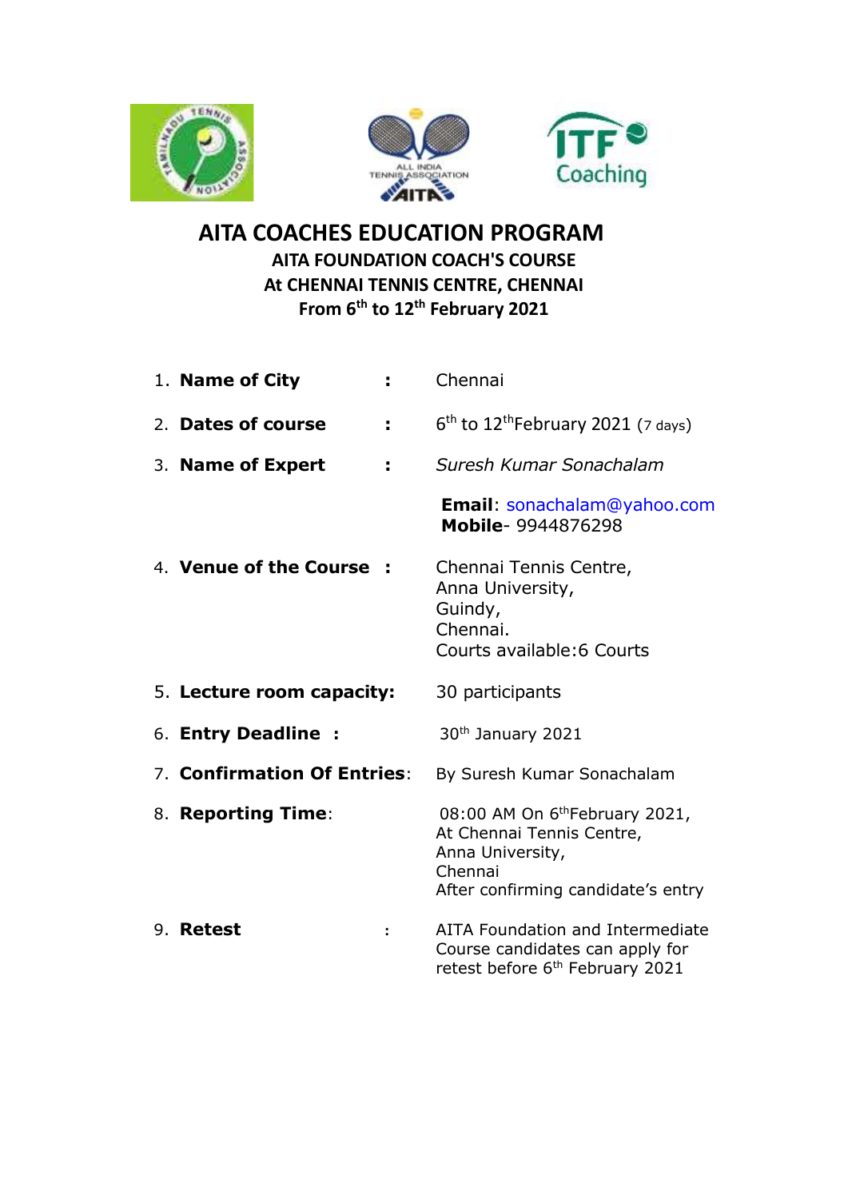# AITA COACHES EDUCATION PROGRAM

## AITA FOUNDATION COACH'S COURSE

## At CHENNAI TENNIS CENTRE, CHENNAI

## From 6th to 12th February 2021

1. **Name of City** : Chennai
2. **Dates of course** : 6th to 12th February 2021 (7 days)
3. **Name of Expert** : *Suresh Kumar Sonachalam*

   **Email**: sonachalam@yahoo.com
   **Mobile**- 9944876298
4. **Venue of the Course** : Chennai Tennis Centre,
   Anna University,
   Guindy,
   Chennai.
   Courts available:6 Courts
5. **Lecture room capacity:** 30 participants
6. **Entry Deadline** : 30th January 2021
7. **Confirmation Of Entries**: By Suresh Kumar Sonachalam
8. **Reporting Time**: 08:00 AM On 6th February 2021,
   At Chennai Tennis Centre,
   Anna University,
   Chennai
   After confirming candidate's entry
9. **Retest** : AITA Foundation and Intermediate Course candidates can apply for retest before 6th February 2021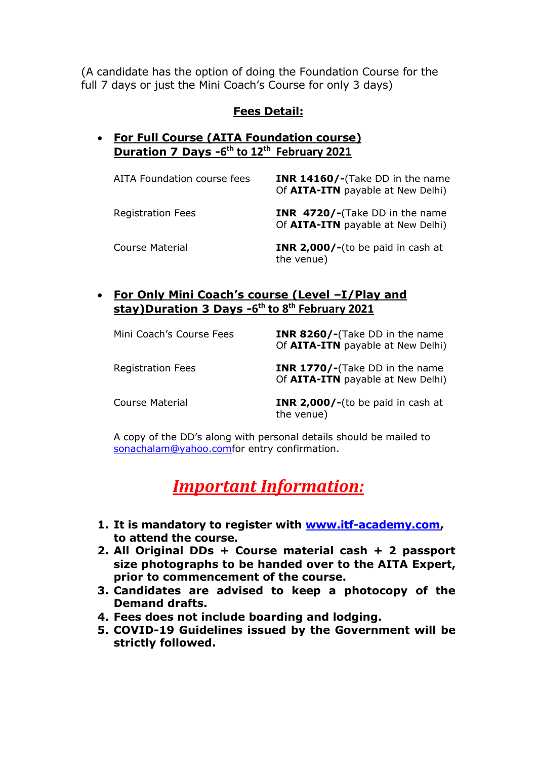(A candidate has the option of doing the Foundation Course for the full 7 days or just the Mini Coach's Course for only 3 days)

## Fees Detail:

- **For Full Course (AITA Foundation course) Duration 7 Days -6th to 12th February 2021**

| | |
|---|---|
| AITA Foundation course fees | **INR 14160/-**(Take DD in the name Of **AITA-ITN** payable at New Delhi) |
| Registration Fees | **INR 4720/-**(Take DD in the name Of **AITA-ITN** payable at New Delhi) |
| Course Material | **INR 2,000/-**(to be paid in cash at the venue) |

- **For Only Mini Coach's course (Level –I/Play and stay)Duration 3 Days -6th to 8th February 2021**

| | |
|---|---|
| Mini Coach's Course Fees | **INR 8260/-**(Take DD in the name Of **AITA-ITN** payable at New Delhi) |
| Registration Fees | **INR 1770/-**(Take DD in the name Of **AITA-ITN** payable at New Delhi) |
| Course Material | **INR 2,000/-**(to be paid in cash at the venue) |

A copy of the DD's along with personal details should be mailed to sonachalam@yahoo.comfor entry confirmation.

# *Important Information:*

1. **It is mandatory to register with www.itf-academy.com, to attend the course.**
2. **All Original DDs + Course material cash + 2 passport size photographs to be handed over to the AITA Expert, prior to commencement of the course.**
3. **Candidates are advised to keep a photocopy of the Demand drafts.**
4. **Fees does not include boarding and lodging.**
5. **COVID-19 Guidelines issued by the Government will be strictly followed.**